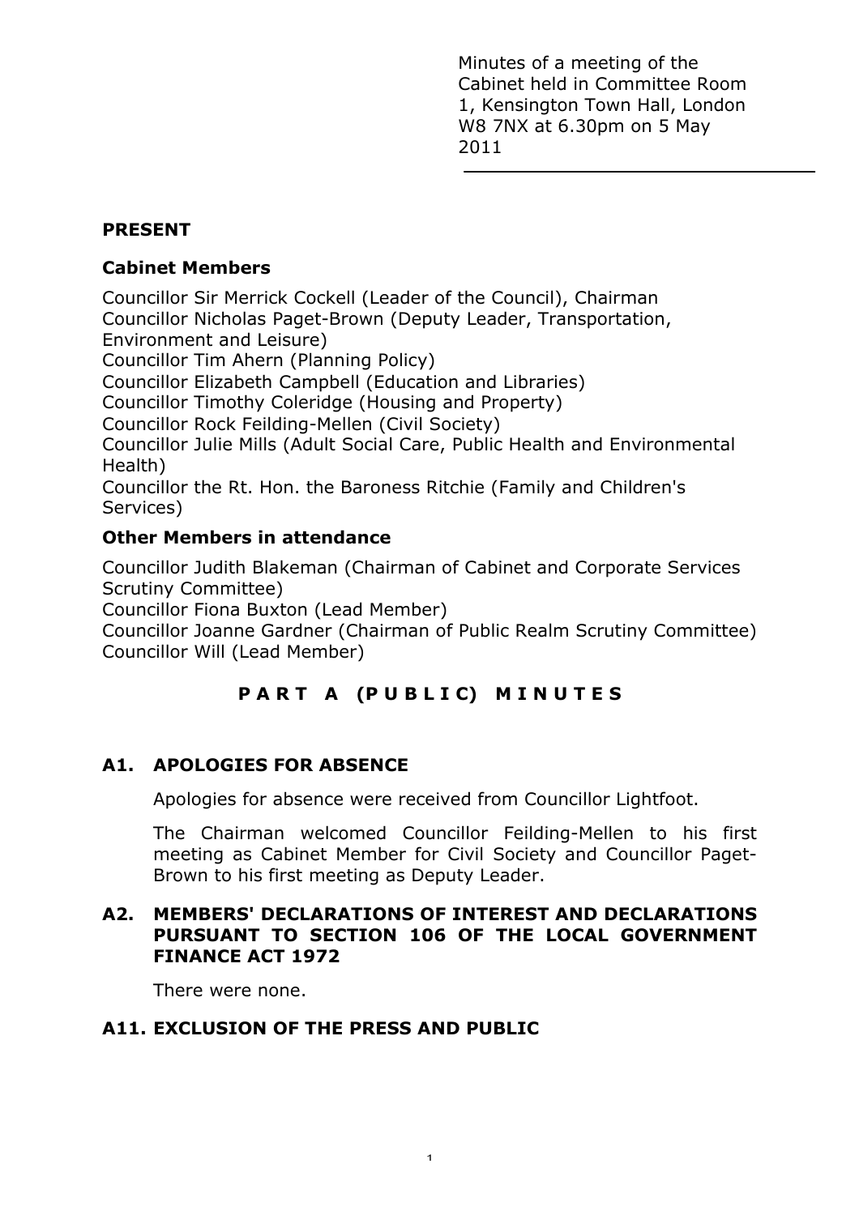Minutes of a meeting of the Cabinet held in Committee Room 1, Kensington Town Hall, London W8 7NX at 6.30pm on 5 May 2011

---

**PRESENT**

**Cabinet Members**

Councillor Sir Merrick Cockell (Leader of the Council), Chairman
Councillor Nicholas Paget-Brown (Deputy Leader, Transportation, Environment and Leisure)
Councillor Tim Ahern (Planning Policy)
Councillor Elizabeth Campbell (Education and Libraries)
Councillor Timothy Coleridge (Housing and Property)
Councillor Rock Feilding-Mellen (Civil Society)
Councillor Julie Mills (Adult Social Care, Public Health and Environmental Health)
Councillor the Rt. Hon. the Baroness Ritchie (Family and Children's Services)

**Other Members in attendance**

Councillor Judith Blakeman (Chairman of Cabinet and Corporate Services Scrutiny Committee)
Councillor Fiona Buxton (Lead Member)
Councillor Joanne Gardner (Chairman of Public Realm Scrutiny Committee)
Councillor Will (Lead Member)

## P A R T A (P U B L I C) M I N U T E S

### A1. APOLOGIES FOR ABSENCE

Apologies for absence were received from Councillor Lightfoot.

The Chairman welcomed Councillor Feilding-Mellen to his first meeting as Cabinet Member for Civil Society and Councillor Paget-Brown to his first meeting as Deputy Leader.

### A2. MEMBERS' DECLARATIONS OF INTEREST AND DECLARATIONS PURSUANT TO SECTION 106 OF THE LOCAL GOVERNMENT FINANCE ACT 1972

There were none.

### A11. EXCLUSION OF THE PRESS AND PUBLIC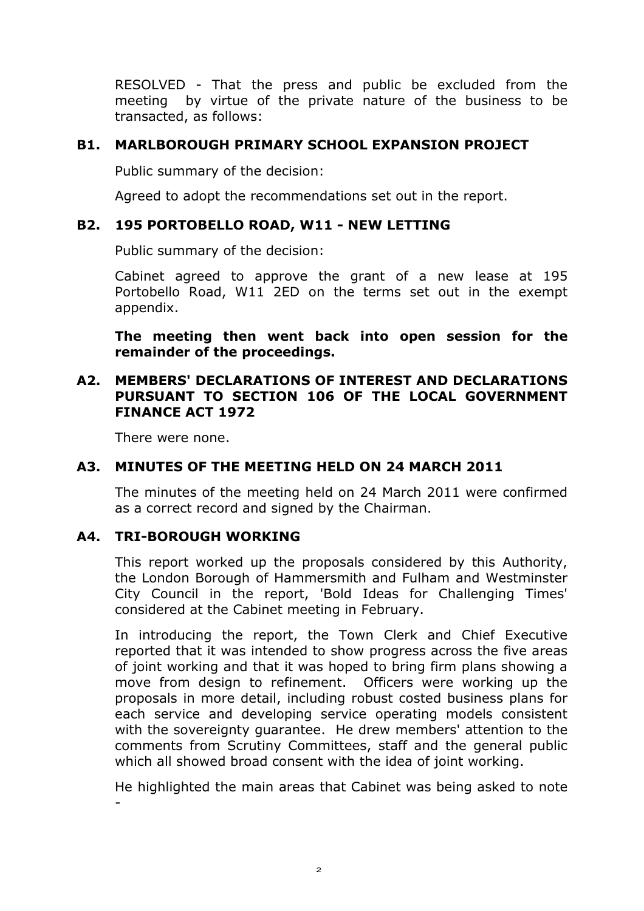RESOLVED - That the press and public be excluded from the meeting by virtue of the private nature of the business to be transacted, as follows:

## B1. MARLBOROUGH PRIMARY SCHOOL EXPANSION PROJECT

Public summary of the decision:

Agreed to adopt the recommendations set out in the report.

## B2. 195 PORTOBELLO ROAD, W11 - NEW LETTING

Public summary of the decision:

Cabinet agreed to approve the grant of a new lease at 195 Portobello Road, W11 2ED on the terms set out in the exempt appendix.

**The meeting then went back into open session for the remainder of the proceedings.**

## A2. MEMBERS' DECLARATIONS OF INTEREST AND DECLARATIONS PURSUANT TO SECTION 106 OF THE LOCAL GOVERNMENT FINANCE ACT 1972

There were none.

## A3. MINUTES OF THE MEETING HELD ON 24 MARCH 2011

The minutes of the meeting held on 24 March 2011 were confirmed as a correct record and signed by the Chairman.

## A4. TRI-BOROUGH WORKING

This report worked up the proposals considered by this Authority, the London Borough of Hammersmith and Fulham and Westminster City Council in the report, 'Bold Ideas for Challenging Times' considered at the Cabinet meeting in February.

In introducing the report, the Town Clerk and Chief Executive reported that it was intended to show progress across the five areas of joint working and that it was hoped to bring firm plans showing a move from design to refinement. Officers were working up the proposals in more detail, including robust costed business plans for each service and developing service operating models consistent with the sovereignty guarantee. He drew members' attention to the comments from Scrutiny Committees, staff and the general public which all showed broad consent with the idea of joint working.

He highlighted the main areas that Cabinet was being asked to note -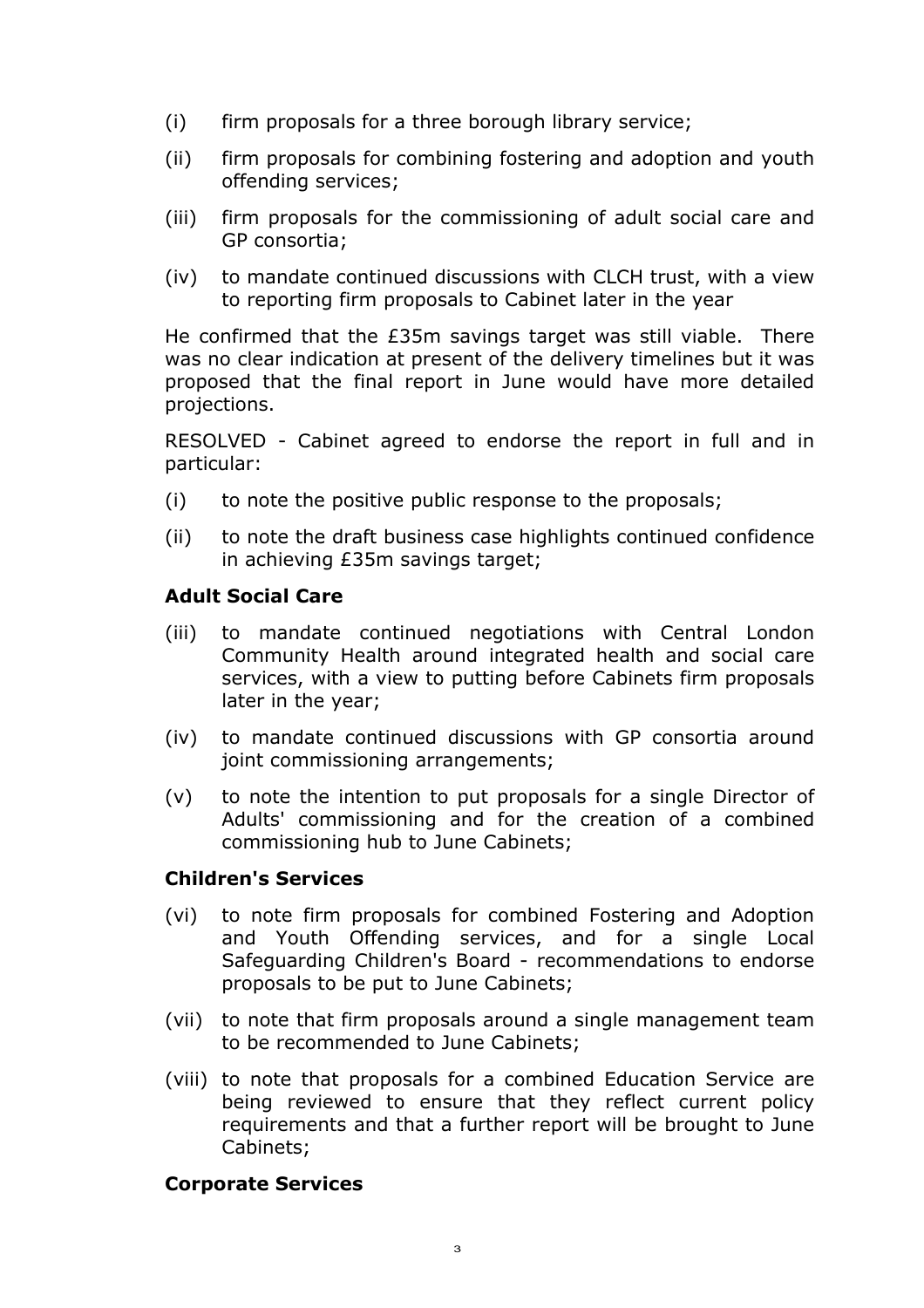(i) firm proposals for a three borough library service;

(ii) firm proposals for combining fostering and adoption and youth offending services;

(iii) firm proposals for the commissioning of adult social care and GP consortia;

(iv) to mandate continued discussions with CLCH trust, with a view to reporting firm proposals to Cabinet later in the year

He confirmed that the £35m savings target was still viable. There was no clear indication at present of the delivery timelines but it was proposed that the final report in June would have more detailed projections.

RESOLVED - Cabinet agreed to endorse the report in full and in particular:

(i) to note the positive public response to the proposals;

(ii) to note the draft business case highlights continued confidence in achieving £35m savings target;

**Adult Social Care**

(iii) to mandate continued negotiations with Central London Community Health around integrated health and social care services, with a view to putting before Cabinets firm proposals later in the year;

(iv) to mandate continued discussions with GP consortia around joint commissioning arrangements;

(v) to note the intention to put proposals for a single Director of Adults' commissioning and for the creation of a combined commissioning hub to June Cabinets;

**Children's Services**

(vi) to note firm proposals for combined Fostering and Adoption and Youth Offending services, and for a single Local Safeguarding Children's Board - recommendations to endorse proposals to be put to June Cabinets;

(vii) to note that firm proposals around a single management team to be recommended to June Cabinets;

(viii) to note that proposals for a combined Education Service are being reviewed to ensure that they reflect current policy requirements and that a further report will be brought to June Cabinets;

**Corporate Services**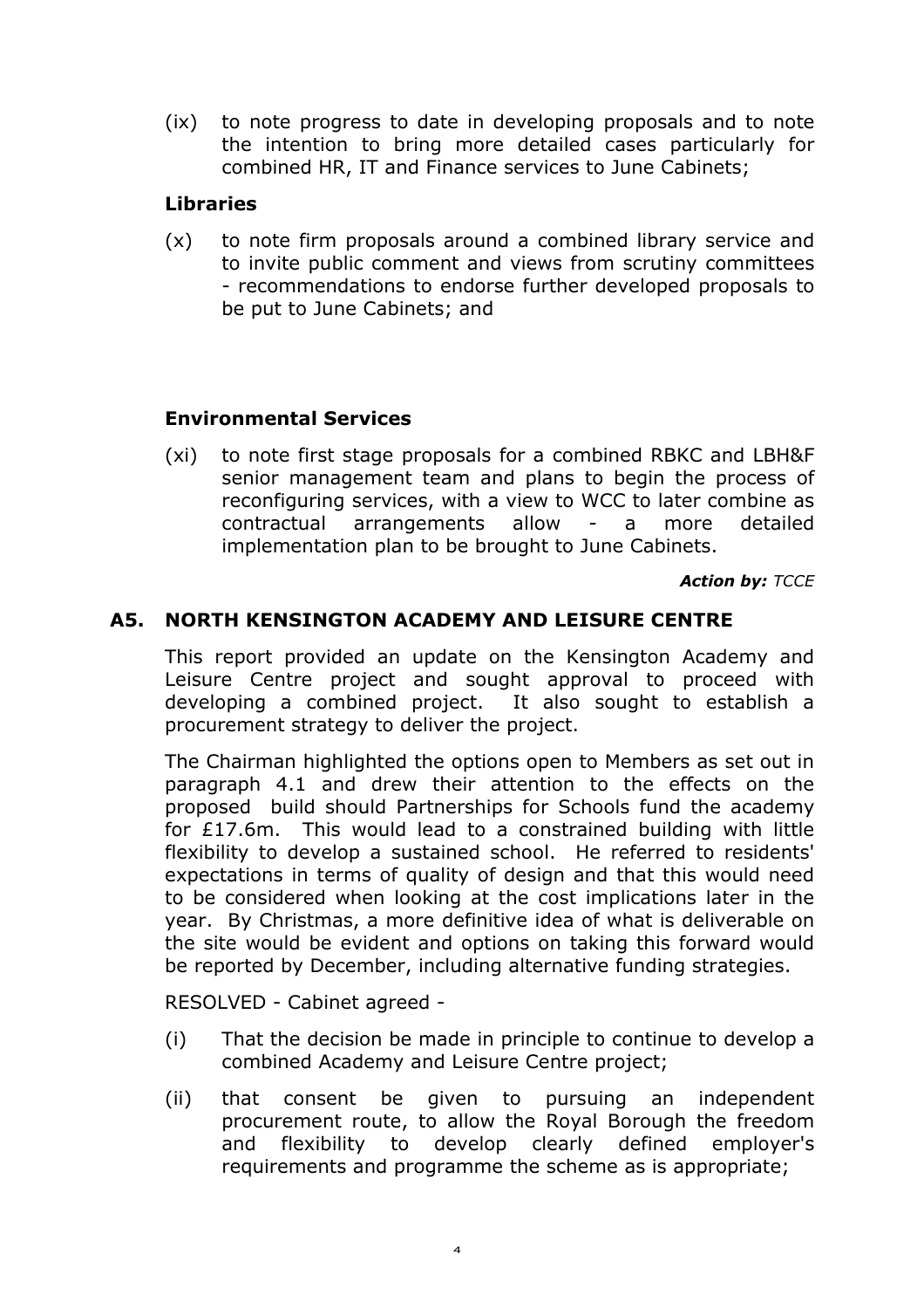(ix) to note progress to date in developing proposals and to note the intention to bring more detailed cases particularly for combined HR, IT and Finance services to June Cabinets;

**Libraries**

(x) to note firm proposals around a combined library service and to invite public comment and views from scrutiny committees - recommendations to endorse further developed proposals to be put to June Cabinets; and

**Environmental Services**

(xi) to note first stage proposals for a combined RBKC and LBH&F senior management team and plans to begin the process of reconfiguring services, with a view to WCC to later combine as contractual arrangements allow - a more detailed implementation plan to be brought to June Cabinets.

***Action by:*** *TCCE*

## A5. NORTH KENSINGTON ACADEMY AND LEISURE CENTRE

This report provided an update on the Kensington Academy and Leisure Centre project and sought approval to proceed with developing a combined project. It also sought to establish a procurement strategy to deliver the project.

The Chairman highlighted the options open to Members as set out in paragraph 4.1 and drew their attention to the effects on the proposed build should Partnerships for Schools fund the academy for £17.6m. This would lead to a constrained building with little flexibility to develop a sustained school. He referred to residents' expectations in terms of quality of design and that this would need to be considered when looking at the cost implications later in the year. By Christmas, a more definitive idea of what is deliverable on the site would be evident and options on taking this forward would be reported by December, including alternative funding strategies.

RESOLVED - Cabinet agreed -

(i) That the decision be made in principle to continue to develop a combined Academy and Leisure Centre project;

(ii) that consent be given to pursuing an independent procurement route, to allow the Royal Borough the freedom and flexibility to develop clearly defined employer's requirements and programme the scheme as is appropriate;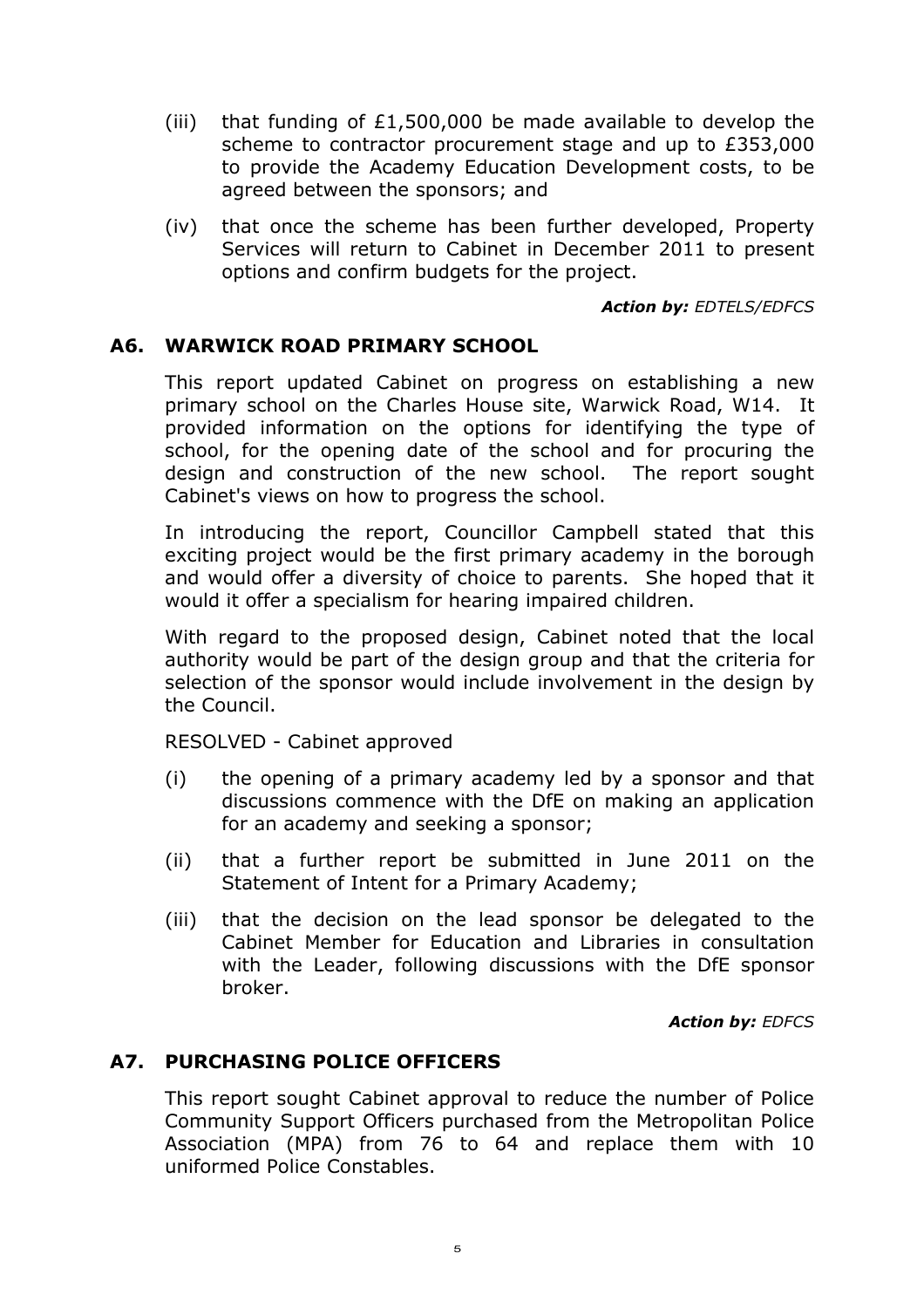(iii) that funding of £1,500,000 be made available to develop the scheme to contractor procurement stage and up to £353,000 to provide the Academy Education Development costs, to be agreed between the sponsors; and

(iv) that once the scheme has been further developed, Property Services will return to Cabinet in December 2011 to present options and confirm budgets for the project.

***Action by:*** *EDTELS/EDFCS*

## A6. WARWICK ROAD PRIMARY SCHOOL

This report updated Cabinet on progress on establishing a new primary school on the Charles House site, Warwick Road, W14. It provided information on the options for identifying the type of school, for the opening date of the school and for procuring the design and construction of the new school. The report sought Cabinet's views on how to progress the school.

In introducing the report, Councillor Campbell stated that this exciting project would be the first primary academy in the borough and would offer a diversity of choice to parents. She hoped that it would it offer a specialism for hearing impaired children.

With regard to the proposed design, Cabinet noted that the local authority would be part of the design group and that the criteria for selection of the sponsor would include involvement in the design by the Council.

RESOLVED - Cabinet approved

(i) the opening of a primary academy led by a sponsor and that discussions commence with the DfE on making an application for an academy and seeking a sponsor;

(ii) that a further report be submitted in June 2011 on the Statement of Intent for a Primary Academy;

(iii) that the decision on the lead sponsor be delegated to the Cabinet Member for Education and Libraries in consultation with the Leader, following discussions with the DfE sponsor broker.

***Action by:*** *EDFCS*

## A7. PURCHASING POLICE OFFICERS

This report sought Cabinet approval to reduce the number of Police Community Support Officers purchased from the Metropolitan Police Association (MPA) from 76 to 64 and replace them with 10 uniformed Police Constables.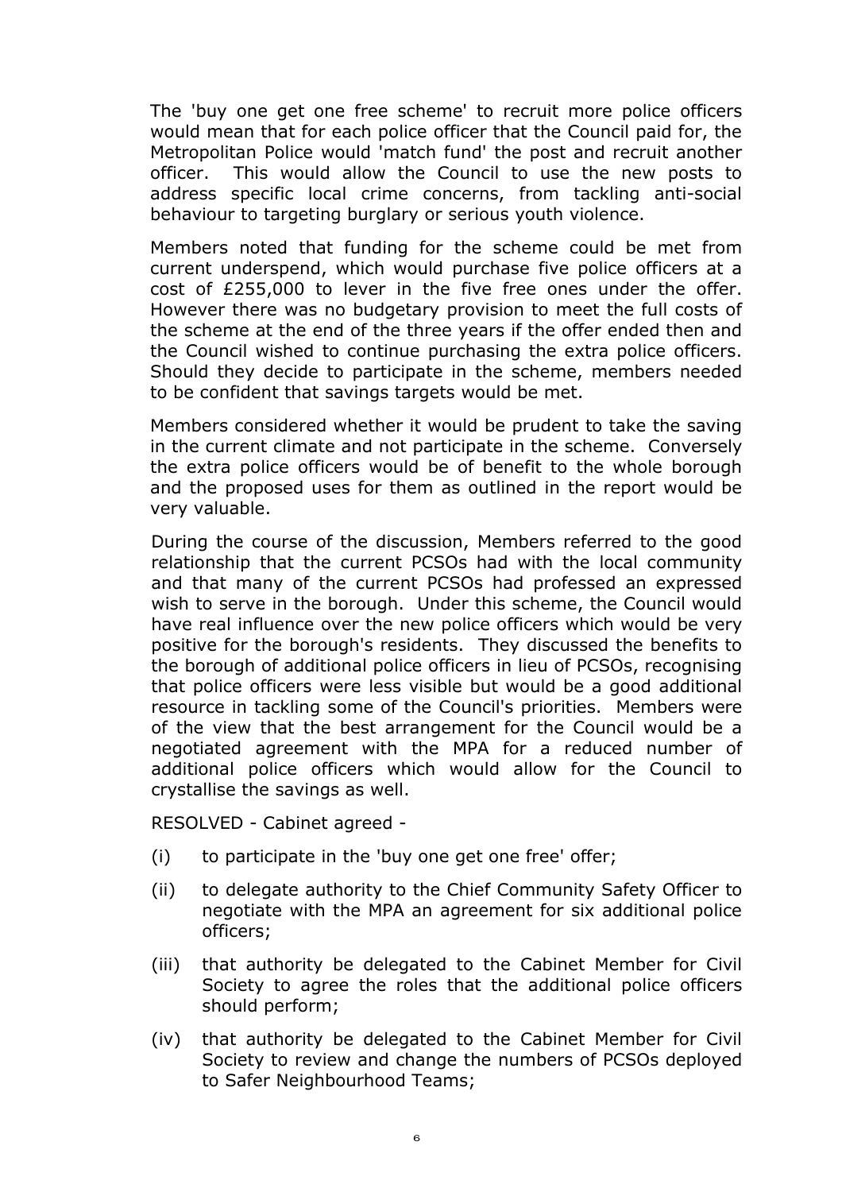The 'buy one get one free scheme' to recruit more police officers would mean that for each police officer that the Council paid for, the Metropolitan Police would 'match fund' the post and recruit another officer. This would allow the Council to use the new posts to address specific local crime concerns, from tackling anti-social behaviour to targeting burglary or serious youth violence.

Members noted that funding for the scheme could be met from current underspend, which would purchase five police officers at a cost of £255,000 to lever in the five free ones under the offer. However there was no budgetary provision to meet the full costs of the scheme at the end of the three years if the offer ended then and the Council wished to continue purchasing the extra police officers. Should they decide to participate in the scheme, members needed to be confident that savings targets would be met.

Members considered whether it would be prudent to take the saving in the current climate and not participate in the scheme. Conversely the extra police officers would be of benefit to the whole borough and the proposed uses for them as outlined in the report would be very valuable.

During the course of the discussion, Members referred to the good relationship that the current PCSOs had with the local community and that many of the current PCSOs had professed an expressed wish to serve in the borough. Under this scheme, the Council would have real influence over the new police officers which would be very positive for the borough's residents. They discussed the benefits to the borough of additional police officers in lieu of PCSOs, recognising that police officers were less visible but would be a good additional resource in tackling some of the Council's priorities. Members were of the view that the best arrangement for the Council would be a negotiated agreement with the MPA for a reduced number of additional police officers which would allow for the Council to crystallise the savings as well.

RESOLVED - Cabinet agreed -

(i) to participate in the 'buy one get one free' offer;

(ii) to delegate authority to the Chief Community Safety Officer to negotiate with the MPA an agreement for six additional police officers;

(iii) that authority be delegated to the Cabinet Member for Civil Society to agree the roles that the additional police officers should perform;

(iv) that authority be delegated to the Cabinet Member for Civil Society to review and change the numbers of PCSOs deployed to Safer Neighbourhood Teams;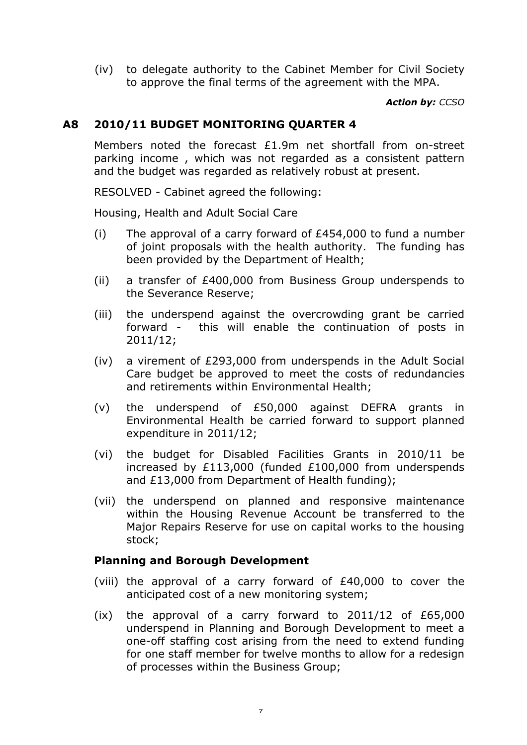(iv) to delegate authority to the Cabinet Member for Civil Society to approve the final terms of the agreement with the MPA.

***Action by:** CCSO*

## A8 2010/11 BUDGET MONITORING QUARTER 4

Members noted the forecast £1.9m net shortfall from on-street parking income , which was not regarded as a consistent pattern and the budget was regarded as relatively robust at present.

RESOLVED - Cabinet agreed the following:

Housing, Health and Adult Social Care

(i) The approval of a carry forward of £454,000 to fund a number of joint proposals with the health authority. The funding has been provided by the Department of Health;

(ii) a transfer of £400,000 from Business Group underspends to the Severance Reserve;

(iii) the underspend against the overcrowding grant be carried forward - this will enable the continuation of posts in 2011/12;

(iv) a virement of £293,000 from underspends in the Adult Social Care budget be approved to meet the costs of redundancies and retirements within Environmental Health;

(v) the underspend of £50,000 against DEFRA grants in Environmental Health be carried forward to support planned expenditure in 2011/12;

(vi) the budget for Disabled Facilities Grants in 2010/11 be increased by £113,000 (funded £100,000 from underspends and £13,000 from Department of Health funding);

(vii) the underspend on planned and responsive maintenance within the Housing Revenue Account be transferred to the Major Repairs Reserve for use on capital works to the housing stock;

**Planning and Borough Development**

(viii) the approval of a carry forward of £40,000 to cover the anticipated cost of a new monitoring system;

(ix) the approval of a carry forward to 2011/12 of £65,000 underspend in Planning and Borough Development to meet a one-off staffing cost arising from the need to extend funding for one staff member for twelve months to allow for a redesign of processes within the Business Group;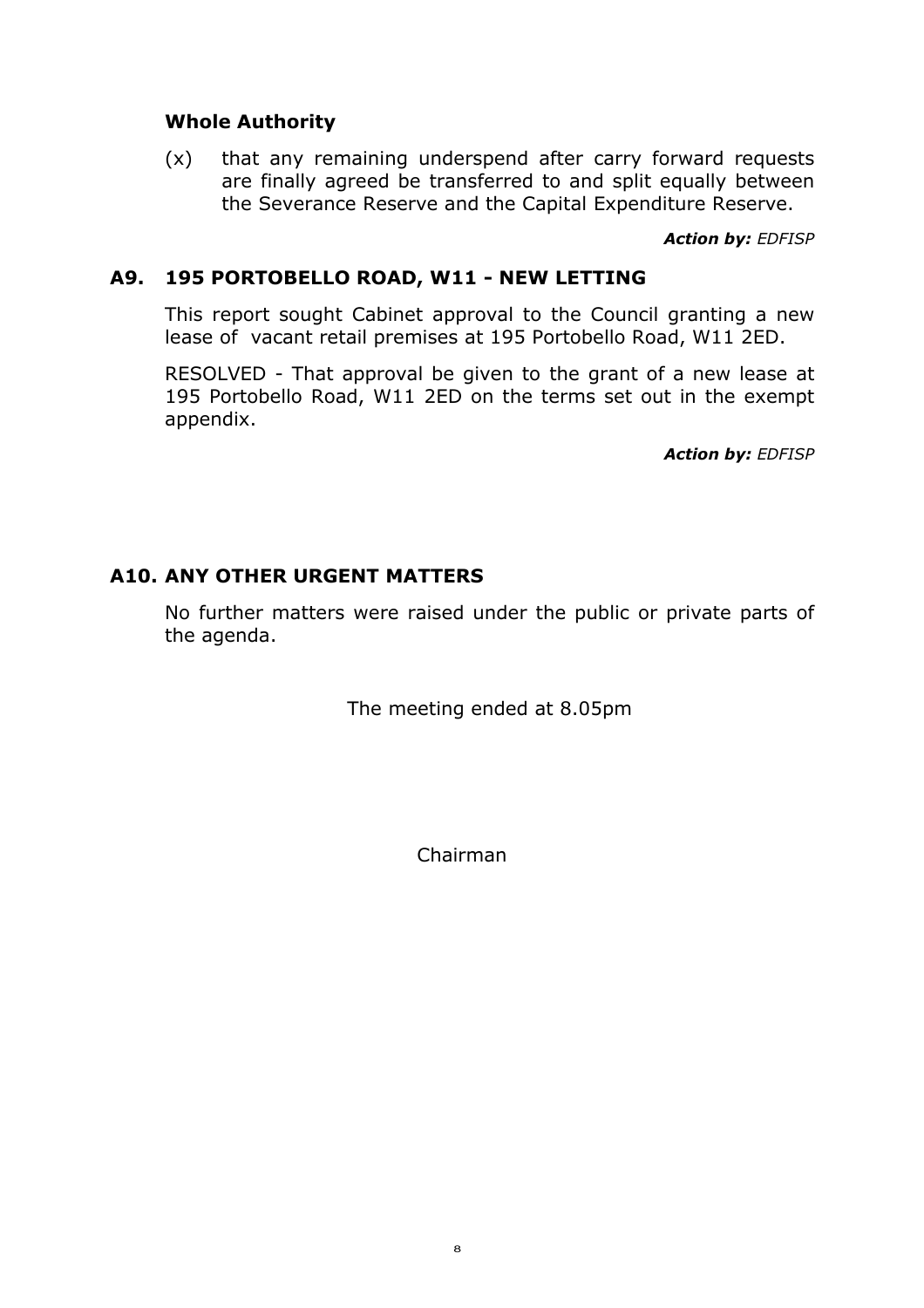**Whole Authority**

(x) that any remaining underspend after carry forward requests are finally agreed be transferred to and split equally between the Severance Reserve and the Capital Expenditure Reserve.

***Action by:*** *EDFISP*

## A9. 195 PORTOBELLO ROAD, W11 - NEW LETTING

This report sought Cabinet approval to the Council granting a new lease of vacant retail premises at 195 Portobello Road, W11 2ED.

RESOLVED - That approval be given to the grant of a new lease at 195 Portobello Road, W11 2ED on the terms set out in the exempt appendix.

***Action by:*** *EDFISP*

## A10. ANY OTHER URGENT MATTERS

No further matters were raised under the public or private parts of the agenda.

The meeting ended at 8.05pm

Chairman